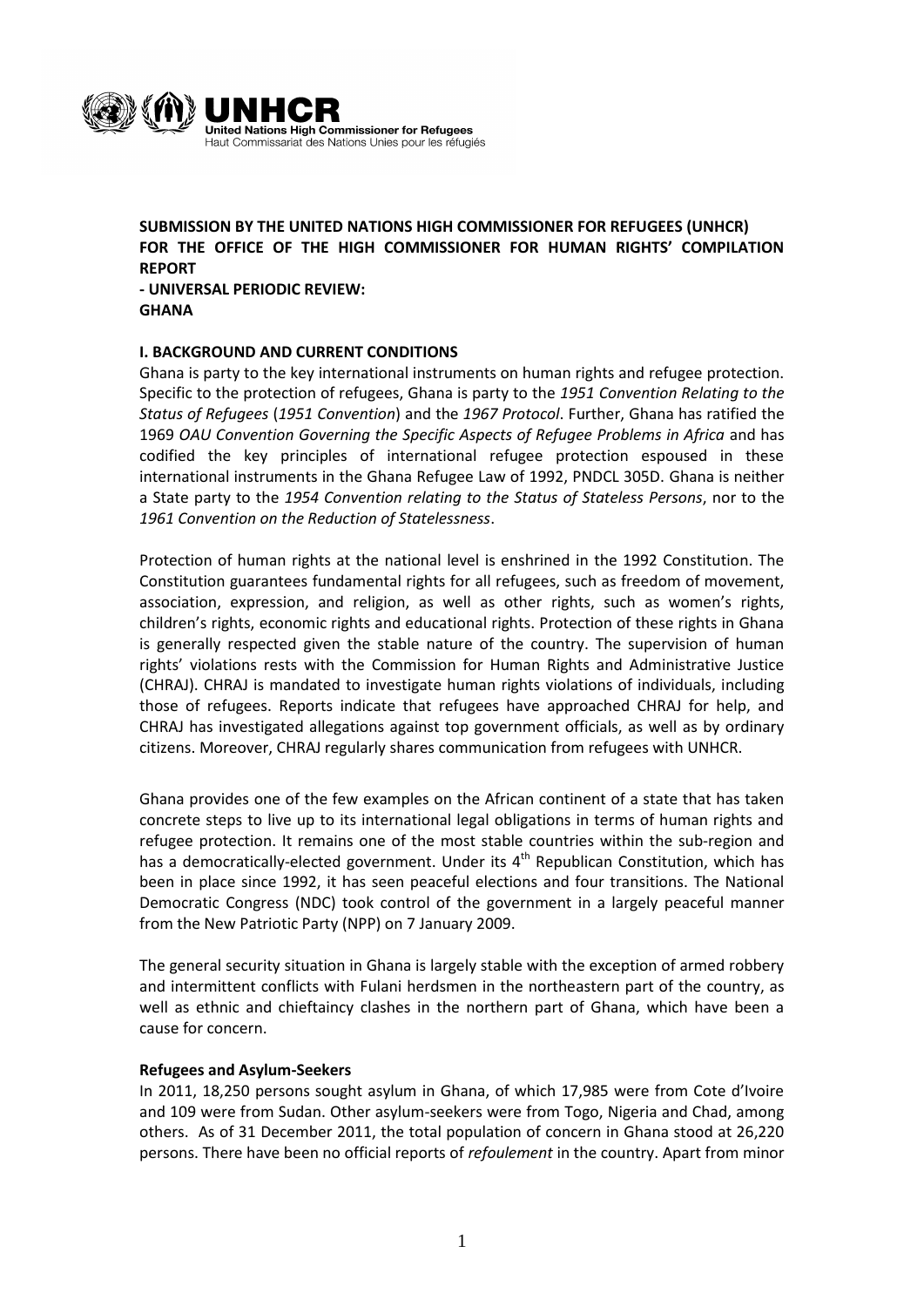**SUBMISSION BY THE UNITED NATIONS HIGH COMMISSIONER FOR REFUGEES (UNHCR) FOR THE OFFICE OF THE HIGH COMMISSIONER FOR HUMAN RIGHTS' COMPILATION REPORT**
**- UNIVERSAL PERIODIC REVIEW:**
**GHANA**

## I. BACKGROUND AND CURRENT CONDITIONS

Ghana is party to the key international instruments on human rights and refugee protection. Specific to the protection of refugees, Ghana is party to the *1951 Convention Relating to the Status of Refugees* (*1951 Convention*) and the *1967 Protocol*. Further, Ghana has ratified the 1969 *OAU Convention Governing the Specific Aspects of Refugee Problems in Africa* and has codified the key principles of international refugee protection espoused in these international instruments in the Ghana Refugee Law of 1992, PNDCL 305D. Ghana is neither a State party to the *1954 Convention relating to the Status of Stateless Persons*, nor to the *1961 Convention on the Reduction of Statelessness*.

Protection of human rights at the national level is enshrined in the 1992 Constitution. The Constitution guarantees fundamental rights for all refugees, such as freedom of movement, association, expression, and religion, as well as other rights, such as women's rights, children's rights, economic rights and educational rights. Protection of these rights in Ghana is generally respected given the stable nature of the country. The supervision of human rights' violations rests with the Commission for Human Rights and Administrative Justice (CHRAJ). CHRAJ is mandated to investigate human rights violations of individuals, including those of refugees. Reports indicate that refugees have approached CHRAJ for help, and CHRAJ has investigated allegations against top government officials, as well as by ordinary citizens. Moreover, CHRAJ regularly shares communication from refugees with UNHCR.

Ghana provides one of the few examples on the African continent of a state that has taken concrete steps to live up to its international legal obligations in terms of human rights and refugee protection. It remains one of the most stable countries within the sub-region and has a democratically-elected government. Under its 4th Republican Constitution, which has been in place since 1992, it has seen peaceful elections and four transitions. The National Democratic Congress (NDC) took control of the government in a largely peaceful manner from the New Patriotic Party (NPP) on 7 January 2009.

The general security situation in Ghana is largely stable with the exception of armed robbery and intermittent conflicts with Fulani herdsmen in the northeastern part of the country, as well as ethnic and chieftaincy clashes in the northern part of Ghana, which have been a cause for concern.

### Refugees and Asylum-Seekers

In 2011, 18,250 persons sought asylum in Ghana, of which 17,985 were from Cote d'Ivoire and 109 were from Sudan. Other asylum-seekers were from Togo, Nigeria and Chad, among others. As of 31 December 2011, the total population of concern in Ghana stood at 26,220 persons. There have been no official reports of *refoulement* in the country. Apart from minor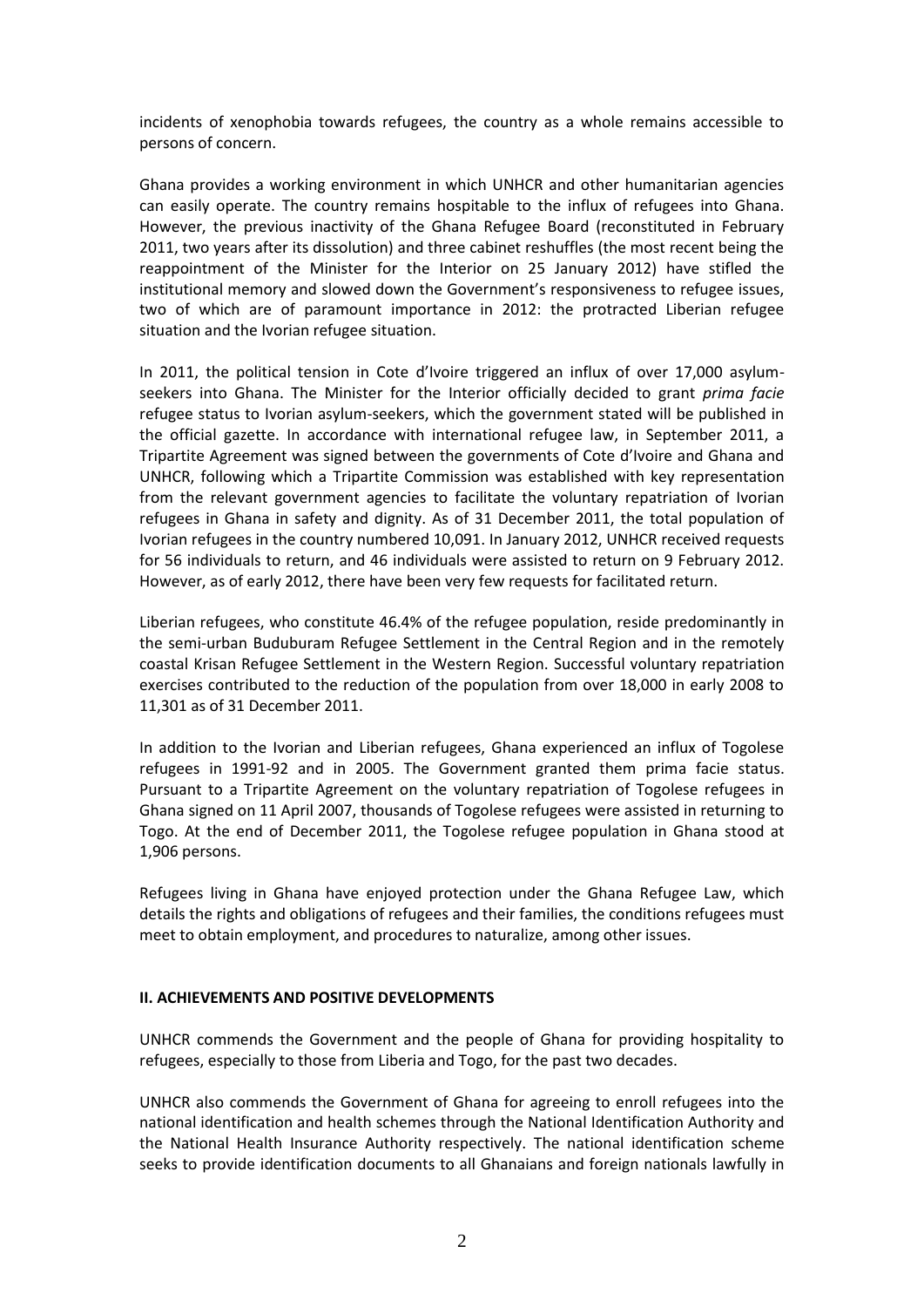incidents of xenophobia towards refugees, the country as a whole remains accessible to persons of concern.

Ghana provides a working environment in which UNHCR and other humanitarian agencies can easily operate. The country remains hospitable to the influx of refugees into Ghana. However, the previous inactivity of the Ghana Refugee Board (reconstituted in February 2011, two years after its dissolution) and three cabinet reshuffles (the most recent being the reappointment of the Minister for the Interior on 25 January 2012) have stifled the institutional memory and slowed down the Government's responsiveness to refugee issues, two of which are of paramount importance in 2012: the protracted Liberian refugee situation and the Ivorian refugee situation.

In 2011, the political tension in Cote d'Ivoire triggered an influx of over 17,000 asylum-seekers into Ghana. The Minister for the Interior officially decided to grant *prima facie* refugee status to Ivorian asylum-seekers, which the government stated will be published in the official gazette. In accordance with international refugee law, in September 2011, a Tripartite Agreement was signed between the governments of Cote d'Ivoire and Ghana and UNHCR, following which a Tripartite Commission was established with key representation from the relevant government agencies to facilitate the voluntary repatriation of Ivorian refugees in Ghana in safety and dignity. As of 31 December 2011, the total population of Ivorian refugees in the country numbered 10,091. In January 2012, UNHCR received requests for 56 individuals to return, and 46 individuals were assisted to return on 9 February 2012. However, as of early 2012, there have been very few requests for facilitated return.

Liberian refugees, who constitute 46.4% of the refugee population, reside predominantly in the semi-urban Buduburam Refugee Settlement in the Central Region and in the remotely coastal Krisan Refugee Settlement in the Western Region. Successful voluntary repatriation exercises contributed to the reduction of the population from over 18,000 in early 2008 to 11,301 as of 31 December 2011.

In addition to the Ivorian and Liberian refugees, Ghana experienced an influx of Togolese refugees in 1991-92 and in 2005. The Government granted them prima facie status. Pursuant to a Tripartite Agreement on the voluntary repatriation of Togolese refugees in Ghana signed on 11 April 2007, thousands of Togolese refugees were assisted in returning to Togo. At the end of December 2011, the Togolese refugee population in Ghana stood at 1,906 persons.

Refugees living in Ghana have enjoyed protection under the Ghana Refugee Law, which details the rights and obligations of refugees and their families, the conditions refugees must meet to obtain employment, and procedures to naturalize, among other issues.

## II. ACHIEVEMENTS AND POSITIVE DEVELOPMENTS

UNHCR commends the Government and the people of Ghana for providing hospitality to refugees, especially to those from Liberia and Togo, for the past two decades.

UNHCR also commends the Government of Ghana for agreeing to enroll refugees into the national identification and health schemes through the National Identification Authority and the National Health Insurance Authority respectively. The national identification scheme seeks to provide identification documents to all Ghanaians and foreign nationals lawfully in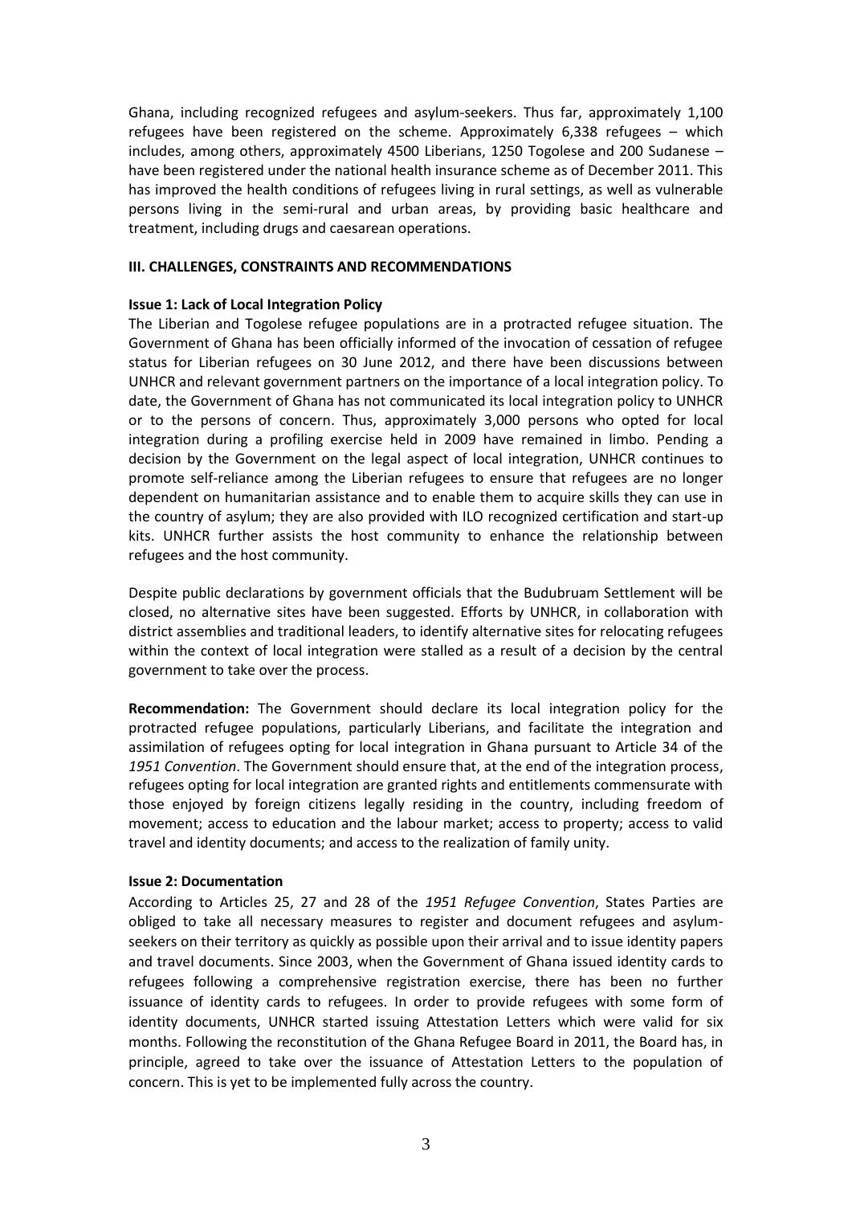Ghana, including recognized refugees and asylum-seekers. Thus far, approximately 1,100 refugees have been registered on the scheme. Approximately 6,338 refugees – which includes, among others, approximately 4500 Liberians, 1250 Togolese and 200 Sudanese – have been registered under the national health insurance scheme as of December 2011. This has improved the health conditions of refugees living in rural settings, as well as vulnerable persons living in the semi-rural and urban areas, by providing basic healthcare and treatment, including drugs and caesarean operations.

## III. CHALLENGES, CONSTRAINTS AND RECOMMENDATIONS

### Issue 1: Lack of Local Integration Policy

The Liberian and Togolese refugee populations are in a protracted refugee situation. The Government of Ghana has been officially informed of the invocation of cessation of refugee status for Liberian refugees on 30 June 2012, and there have been discussions between UNHCR and relevant government partners on the importance of a local integration policy. To date, the Government of Ghana has not communicated its local integration policy to UNHCR or to the persons of concern. Thus, approximately 3,000 persons who opted for local integration during a profiling exercise held in 2009 have remained in limbo. Pending a decision by the Government on the legal aspect of local integration, UNHCR continues to promote self-reliance among the Liberian refugees to ensure that refugees are no longer dependent on humanitarian assistance and to enable them to acquire skills they can use in the country of asylum; they are also provided with ILO recognized certification and start-up kits. UNHCR further assists the host community to enhance the relationship between refugees and the host community.

Despite public declarations by government officials that the Budubruam Settlement will be closed, no alternative sites have been suggested. Efforts by UNHCR, in collaboration with district assemblies and traditional leaders, to identify alternative sites for relocating refugees within the context of local integration were stalled as a result of a decision by the central government to take over the process.

**Recommendation:** The Government should declare its local integration policy for the protracted refugee populations, particularly Liberians, and facilitate the integration and assimilation of refugees opting for local integration in Ghana pursuant to Article 34 of the *1951 Convention*. The Government should ensure that, at the end of the integration process, refugees opting for local integration are granted rights and entitlements commensurate with those enjoyed by foreign citizens legally residing in the country, including freedom of movement; access to education and the labour market; access to property; access to valid travel and identity documents; and access to the realization of family unity.

### Issue 2: Documentation

According to Articles 25, 27 and 28 of the *1951 Refugee Convention*, States Parties are obliged to take all necessary measures to register and document refugees and asylum-seekers on their territory as quickly as possible upon their arrival and to issue identity papers and travel documents. Since 2003, when the Government of Ghana issued identity cards to refugees following a comprehensive registration exercise, there has been no further issuance of identity cards to refugees. In order to provide refugees with some form of identity documents, UNHCR started issuing Attestation Letters which were valid for six months. Following the reconstitution of the Ghana Refugee Board in 2011, the Board has, in principle, agreed to take over the issuance of Attestation Letters to the population of concern. This is yet to be implemented fully across the country.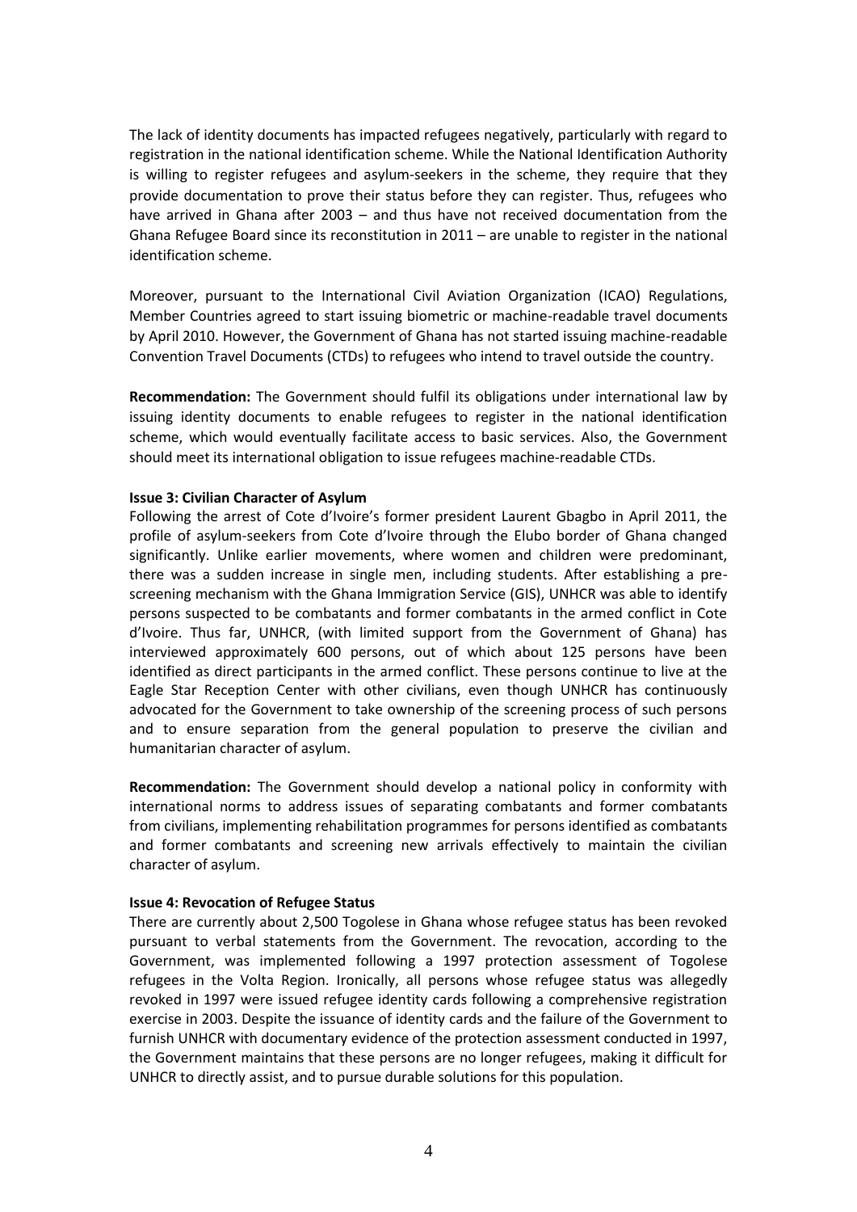The lack of identity documents has impacted refugees negatively, particularly with regard to registration in the national identification scheme. While the National Identification Authority is willing to register refugees and asylum-seekers in the scheme, they require that they provide documentation to prove their status before they can register. Thus, refugees who have arrived in Ghana after 2003 – and thus have not received documentation from the Ghana Refugee Board since its reconstitution in 2011 – are unable to register in the national identification scheme.

Moreover, pursuant to the International Civil Aviation Organization (ICAO) Regulations, Member Countries agreed to start issuing biometric or machine-readable travel documents by April 2010. However, the Government of Ghana has not started issuing machine-readable Convention Travel Documents (CTDs) to refugees who intend to travel outside the country.

**Recommendation:** The Government should fulfil its obligations under international law by issuing identity documents to enable refugees to register in the national identification scheme, which would eventually facilitate access to basic services. Also, the Government should meet its international obligation to issue refugees machine-readable CTDs.

**Issue 3: Civilian Character of Asylum**

Following the arrest of Cote d'Ivoire's former president Laurent Gbagbo in April 2011, the profile of asylum-seekers from Cote d'Ivoire through the Elubo border of Ghana changed significantly. Unlike earlier movements, where women and children were predominant, there was a sudden increase in single men, including students. After establishing a pre-screening mechanism with the Ghana Immigration Service (GIS), UNHCR was able to identify persons suspected to be combatants and former combatants in the armed conflict in Cote d'Ivoire. Thus far, UNHCR, (with limited support from the Government of Ghana) has interviewed approximately 600 persons, out of which about 125 persons have been identified as direct participants in the armed conflict. These persons continue to live at the Eagle Star Reception Center with other civilians, even though UNHCR has continuously advocated for the Government to take ownership of the screening process of such persons and to ensure separation from the general population to preserve the civilian and humanitarian character of asylum.

**Recommendation:** The Government should develop a national policy in conformity with international norms to address issues of separating combatants and former combatants from civilians, implementing rehabilitation programmes for persons identified as combatants and former combatants and screening new arrivals effectively to maintain the civilian character of asylum.

**Issue 4: Revocation of Refugee Status**

There are currently about 2,500 Togolese in Ghana whose refugee status has been revoked pursuant to verbal statements from the Government. The revocation, according to the Government, was implemented following a 1997 protection assessment of Togolese refugees in the Volta Region. Ironically, all persons whose refugee status was allegedly revoked in 1997 were issued refugee identity cards following a comprehensive registration exercise in 2003. Despite the issuance of identity cards and the failure of the Government to furnish UNHCR with documentary evidence of the protection assessment conducted in 1997, the Government maintains that these persons are no longer refugees, making it difficult for UNHCR to directly assist, and to pursue durable solutions for this population.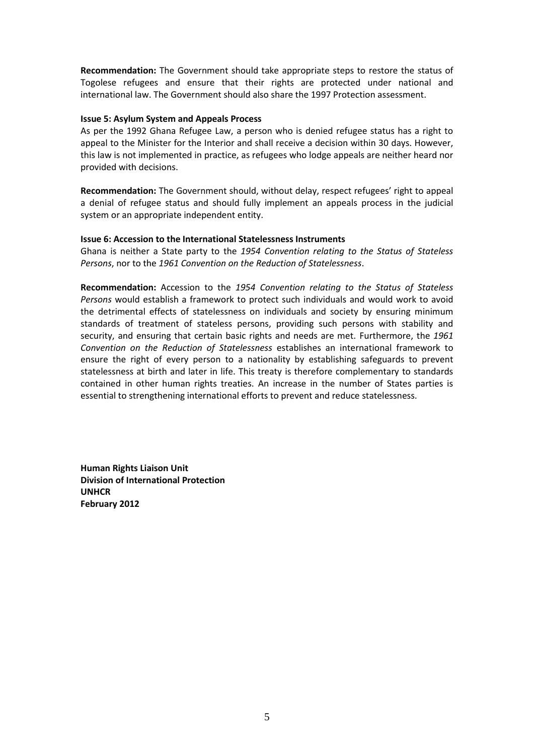**Recommendation:** The Government should take appropriate steps to restore the status of Togolese refugees and ensure that their rights are protected under national and international law. The Government should also share the 1997 Protection assessment.

**Issue 5: Asylum System and Appeals Process**

As per the 1992 Ghana Refugee Law, a person who is denied refugee status has a right to appeal to the Minister for the Interior and shall receive a decision within 30 days. However, this law is not implemented in practice, as refugees who lodge appeals are neither heard nor provided with decisions.

**Recommendation:** The Government should, without delay, respect refugees' right to appeal a denial of refugee status and should fully implement an appeals process in the judicial system or an appropriate independent entity.

**Issue 6: Accession to the International Statelessness Instruments**

Ghana is neither a State party to the *1954 Convention relating to the Status of Stateless Persons*, nor to the *1961 Convention on the Reduction of Statelessness*.

**Recommendation:** Accession to the *1954 Convention relating to the Status of Stateless Persons* would establish a framework to protect such individuals and would work to avoid the detrimental effects of statelessness on individuals and society by ensuring minimum standards of treatment of stateless persons, providing such persons with stability and security, and ensuring that certain basic rights and needs are met. Furthermore, the *1961 Convention on the Reduction of Statelessness* establishes an international framework to ensure the right of every person to a nationality by establishing safeguards to prevent statelessness at birth and later in life. This treaty is therefore complementary to standards contained in other human rights treaties. An increase in the number of States parties is essential to strengthening international efforts to prevent and reduce statelessness.

**Human Rights Liaison Unit**
**Division of International Protection**
**UNHCR**
**February 2012**